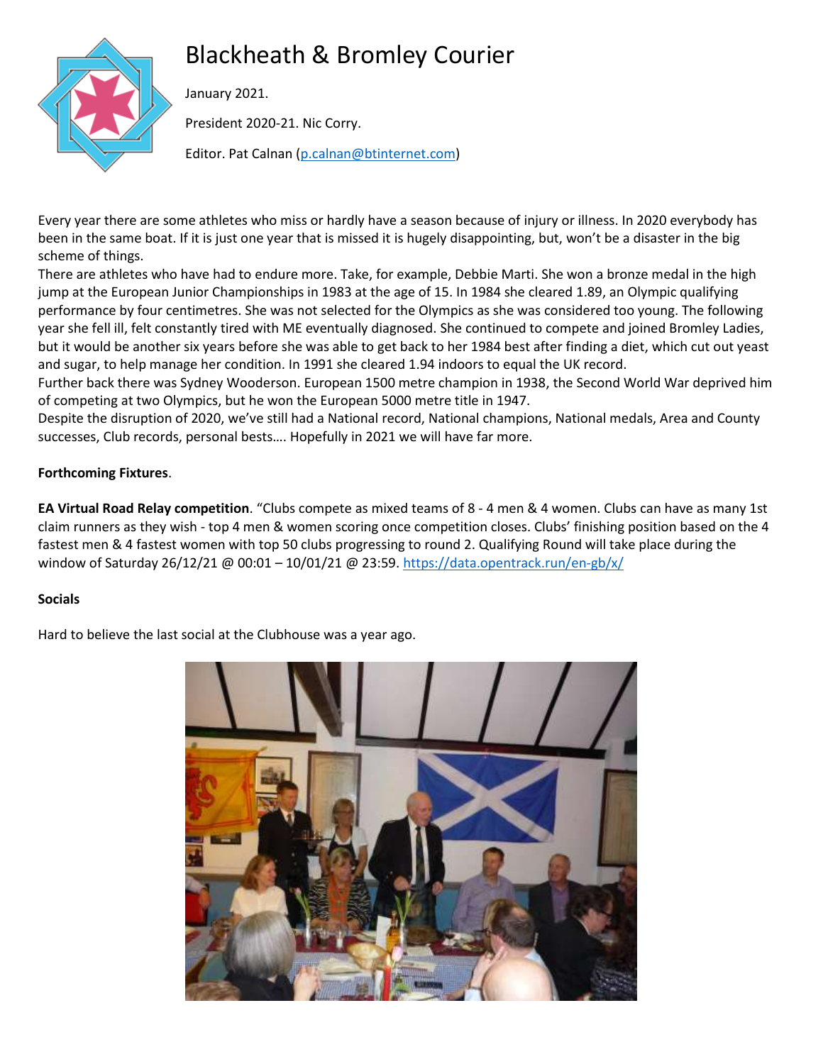# Blackheath & Bromley Courier

January 2021.

President 2020-21. Nic Corry.

Editor. Pat Calnan (p.calnan@btinternet.com)

Every year there are some athletes who miss or hardly have a season because of injury or illness. In 2020 everybody has been in the same boat. If it is just one year that is missed it is hugely disappointing, but, won't be a disaster in the big scheme of things.

There are athletes who have had to endure more. Take, for example, Debbie Marti. She won a bronze medal in the high jump at the European Junior Championships in 1983 at the age of 15. In 1984 she cleared 1.89, an Olympic qualifying performance by four centimetres. She was not selected for the Olympics as she was considered too young. The following year she fell ill, felt constantly tired with ME eventually diagnosed. She continued to compete and joined Bromley Ladies, but it would be another six years before she was able to get back to her 1984 best after finding a diet, which cut out yeast and sugar, to help manage her condition. In 1991 she cleared 1.94 indoors to equal the UK record.

Further back there was Sydney Wooderson. European 1500 metre champion in 1938, the Second World War deprived him of competing at two Olympics, but he won the European 5000 metre title in 1947.

Despite the disruption of 2020, we've still had a National record, National champions, National medals, Area and County successes, Club records, personal bests…. Hopefully in 2021 we will have far more.

**Forthcoming Fixtures**.

**EA Virtual Road Relay competition**. "Clubs compete as mixed teams of 8 - 4 men & 4 women. Clubs can have as many 1st claim runners as they wish - top 4 men & women scoring once competition closes. Clubs' finishing position based on the 4 fastest men & 4 fastest women with top 50 clubs progressing to round 2. Qualifying Round will take place during the window of Saturday 26/12/21 @ 00:01 – 10/01/21 @ 23:59. https://data.opentrack.run/en-gb/x/

**Socials**

Hard to believe the last social at the Clubhouse was a year ago.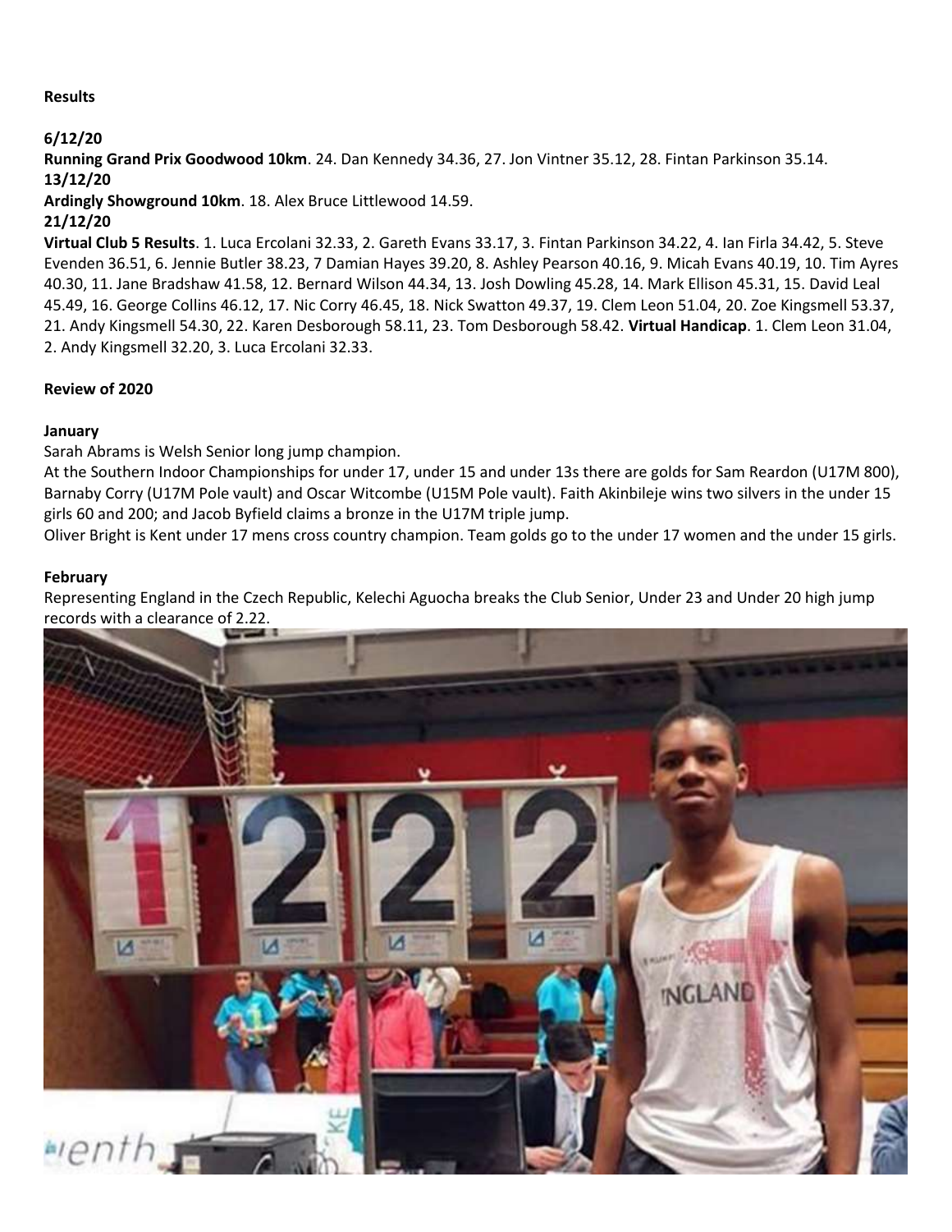**Results**

**6/12/20**

**Running Grand Prix Goodwood 10km**. 24. Dan Kennedy 34.36, 27. Jon Vintner 35.12, 28. Fintan Parkinson 35.14.

**13/12/20**

**Ardingly Showground 10km**. 18. Alex Bruce Littlewood 14.59.

**21/12/20**

**Virtual Club 5 Results**. 1. Luca Ercolani 32.33, 2. Gareth Evans 33.17, 3. Fintan Parkinson 34.22, 4. Ian Firla 34.42, 5. Steve Evenden 36.51, 6. Jennie Butler 38.23, 7 Damian Hayes 39.20, 8. Ashley Pearson 40.16, 9. Micah Evans 40.19, 10. Tim Ayres 40.30, 11. Jane Bradshaw 41.58, 12. Bernard Wilson 44.34, 13. Josh Dowling 45.28, 14. Mark Ellison 45.31, 15. David Leal 45.49, 16. George Collins 46.12, 17. Nic Corry 46.45, 18. Nick Swatton 49.37, 19. Clem Leon 51.04, 20. Zoe Kingsmell 53.37, 21. Andy Kingsmell 54.30, 22. Karen Desborough 58.11, 23. Tom Desborough 58.42. **Virtual Handicap**. 1. Clem Leon 31.04, 2. Andy Kingsmell 32.20, 3. Luca Ercolani 32.33.

**Review of 2020**

**January**

Sarah Abrams is Welsh Senior long jump champion.

At the Southern Indoor Championships for under 17, under 15 and under 13s there are golds for Sam Reardon (U17M 800), Barnaby Corry (U17M Pole vault) and Oscar Witcombe (U15M Pole vault). Faith Akinbileje wins two silvers in the under 15 girls 60 and 200; and Jacob Byfield claims a bronze in the U17M triple jump.

Oliver Bright is Kent under 17 mens cross country champion. Team golds go to the under 17 women and the under 15 girls.

**February**

Representing England in the Czech Republic, Kelechi Aguocha breaks the Club Senior, Under 23 and Under 20 high jump records with a clearance of 2.22.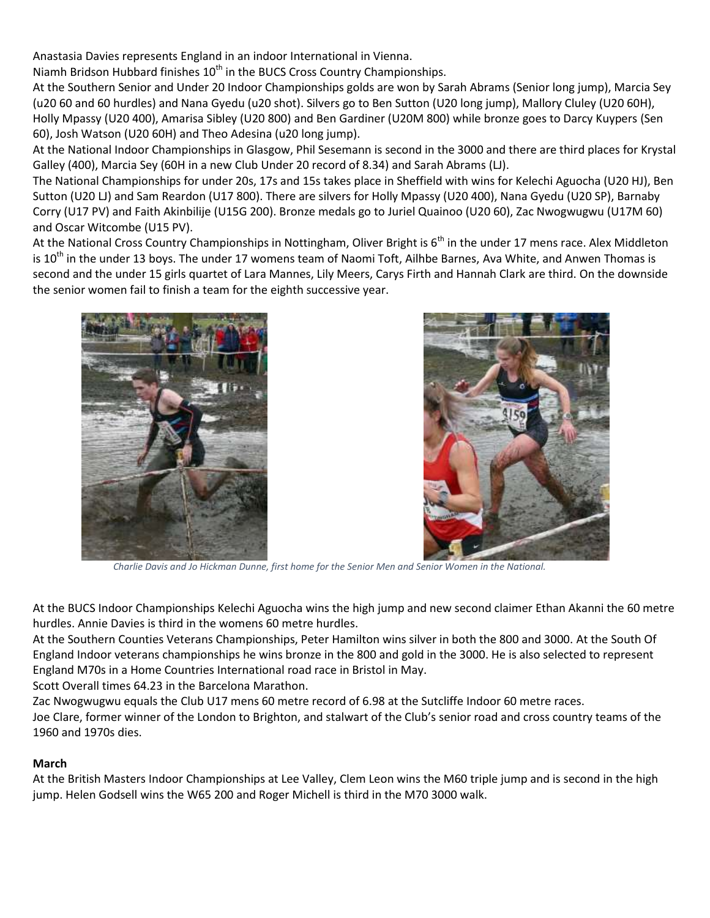Anastasia Davies represents England in an indoor International in Vienna.

Niamh Bridson Hubbard finishes 10th in the BUCS Cross Country Championships.

At the Southern Senior and Under 20 Indoor Championships golds are won by Sarah Abrams (Senior long jump), Marcia Sey (u20 60 and 60 hurdles) and Nana Gyedu (u20 shot). Silvers go to Ben Sutton (U20 long jump), Mallory Cluley (U20 60H), Holly Mpassy (U20 400), Amarisa Sibley (U20 800) and Ben Gardiner (U20M 800) while bronze goes to Darcy Kuypers (Sen 60), Josh Watson (U20 60H) and Theo Adesina (u20 long jump).

At the National Indoor Championships in Glasgow, Phil Sesemann is second in the 3000 and there are third places for Krystal Galley (400), Marcia Sey (60H in a new Club Under 20 record of 8.34) and Sarah Abrams (LJ).

The National Championships for under 20s, 17s and 15s takes place in Sheffield with wins for Kelechi Aguocha (U20 HJ), Ben Sutton (U20 LJ) and Sam Reardon (U17 800). There are silvers for Holly Mpassy (U20 400), Nana Gyedu (U20 SP), Barnaby Corry (U17 PV) and Faith Akinbilije (U15G 200). Bronze medals go to Juriel Quainoo (U20 60), Zac Nwogwugwu (U17M 60) and Oscar Witcombe (U15 PV).

At the National Cross Country Championships in Nottingham, Oliver Bright is 6th in the under 17 mens race. Alex Middleton is 10th in the under 13 boys. The under 17 womens team of Naomi Toft, Ailhbe Barnes, Ava White, and Anwen Thomas is second and the under 15 girls quartet of Lara Mannes, Lily Meers, Carys Firth and Hannah Clark are third. On the downside the senior women fail to finish a team for the eighth successive year.

*Charlie Davis and Jo Hickman Dunne, first home for the Senior Men and Senior Women in the National.*

At the BUCS Indoor Championships Kelechi Aguocha wins the high jump and new second claimer Ethan Akanni the 60 metre hurdles. Annie Davies is third in the womens 60 metre hurdles.

At the Southern Counties Veterans Championships, Peter Hamilton wins silver in both the 800 and 3000. At the South Of England Indoor veterans championships he wins bronze in the 800 and gold in the 3000. He is also selected to represent England M70s in a Home Countries International road race in Bristol in May.

Scott Overall times 64.23 in the Barcelona Marathon.

Zac Nwogwugwu equals the Club U17 mens 60 metre record of 6.98 at the Sutcliffe Indoor 60 metre races.

Joe Clare, former winner of the London to Brighton, and stalwart of the Club's senior road and cross country teams of the 1960 and 1970s dies.

**March**

At the British Masters Indoor Championships at Lee Valley, Clem Leon wins the M60 triple jump and is second in the high jump. Helen Godsell wins the W65 200 and Roger Michell is third in the M70 3000 walk.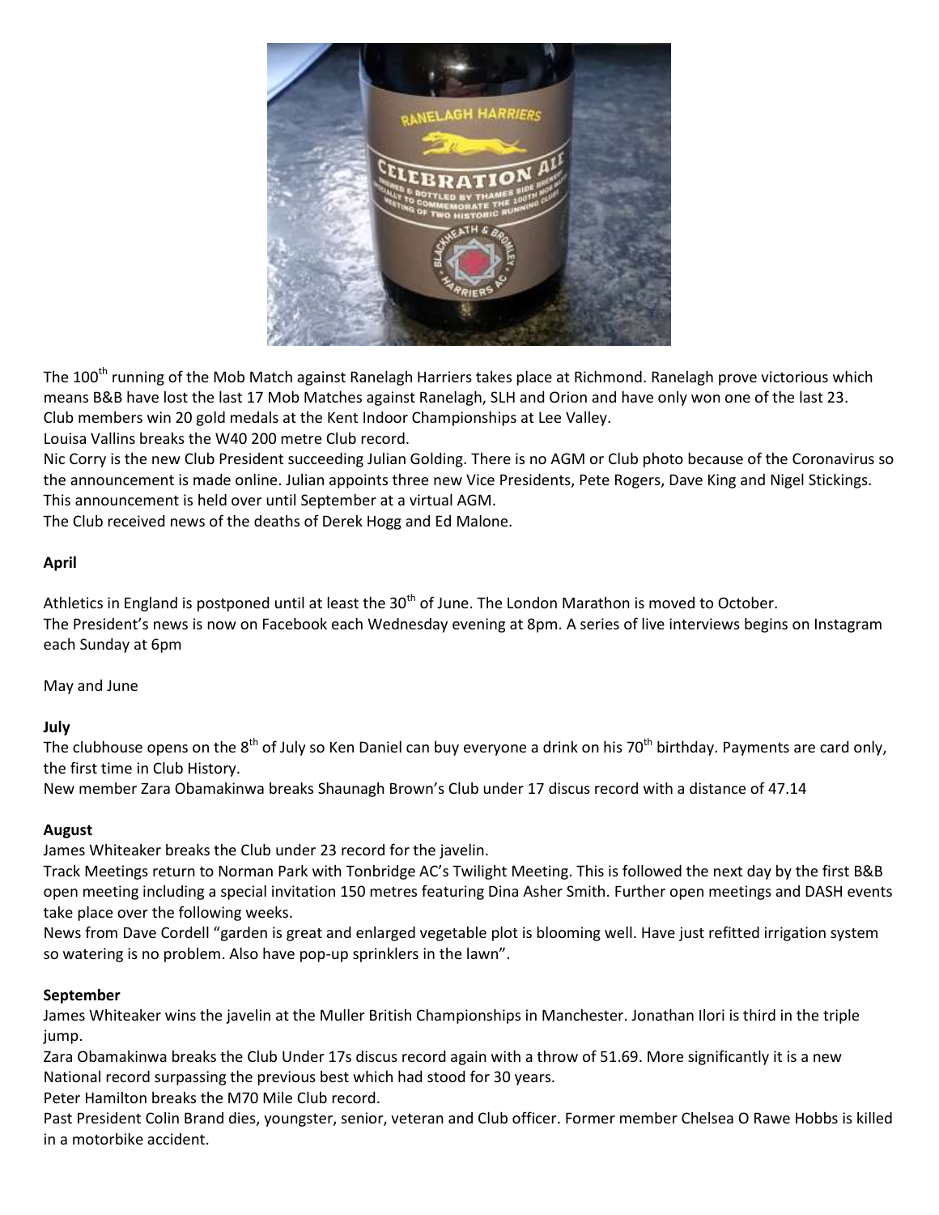The 100th running of the Mob Match against Ranelagh Harriers takes place at Richmond. Ranelagh prove victorious which means B&B have lost the last 17 Mob Matches against Ranelagh, SLH and Orion and have only won one of the last 23.
Club members win 20 gold medals at the Kent Indoor Championships at Lee Valley.
Louisa Vallins breaks the W40 200 metre Club record.
Nic Corry is the new Club President succeeding Julian Golding. There is no AGM or Club photo because of the Coronavirus so the announcement is made online. Julian appoints three new Vice Presidents, Pete Rogers, Dave King and Nigel Stickings. This announcement is held over until September at a virtual AGM.
The Club received news of the deaths of Derek Hogg and Ed Malone.

**April**

Athletics in England is postponed until at least the 30th of June. The London Marathon is moved to October.
The President's news is now on Facebook each Wednesday evening at 8pm. A series of live interviews begins on Instagram each Sunday at 6pm

May and June

**July**

The clubhouse opens on the 8th of July so Ken Daniel can buy everyone a drink on his 70th birthday. Payments are card only, the first time in Club History.
New member Zara Obamakinwa breaks Shaunagh Brown's Club under 17 discus record with a distance of 47.14

**August**

James Whiteaker breaks the Club under 23 record for the javelin.
Track Meetings return to Norman Park with Tonbridge AC's Twilight Meeting. This is followed the next day by the first B&B open meeting including a special invitation 150 metres featuring Dina Asher Smith. Further open meetings and DASH events take place over the following weeks.
News from Dave Cordell "garden is great and enlarged vegetable plot is blooming well. Have just refitted irrigation system so watering is no problem. Also have pop-up sprinklers in the lawn".

**September**

James Whiteaker wins the javelin at the Muller British Championships in Manchester. Jonathan Ilori is third in the triple jump.
Zara Obamakinwa breaks the Club Under 17s discus record again with a throw of 51.69. More significantly it is a new National record surpassing the previous best which had stood for 30 years.
Peter Hamilton breaks the M70 Mile Club record.
Past President Colin Brand dies, youngster, senior, veteran and Club officer. Former member Chelsea O Rawe Hobbs is killed in a motorbike accident.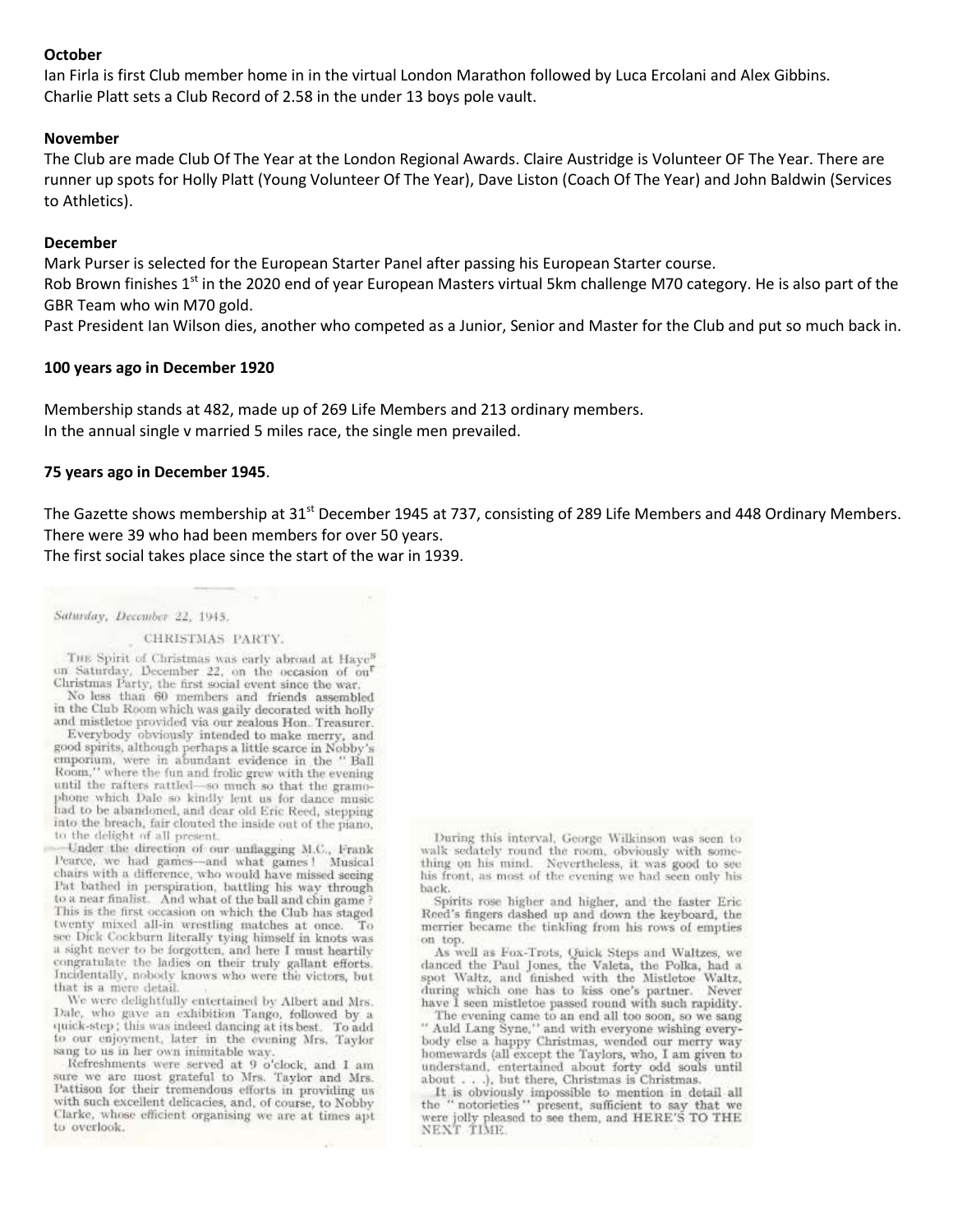**October**

Ian Firla is first Club member home in in the virtual London Marathon followed by Luca Ercolani and Alex Gibbins.
Charlie Platt sets a Club Record of 2.58 in the under 13 boys pole vault.

**November**

The Club are made Club Of The Year at the London Regional Awards. Claire Austridge is Volunteer OF The Year. There are runner up spots for Holly Platt (Young Volunteer Of The Year), Dave Liston (Coach Of The Year) and John Baldwin (Services to Athletics).

**December**

Mark Purser is selected for the European Starter Panel after passing his European Starter course.
Rob Brown finishes 1st in the 2020 end of year European Masters virtual 5km challenge M70 category. He is also part of the GBR Team who win M70 gold.
Past President Ian Wilson dies, another who competed as a Junior, Senior and Master for the Club and put so much back in.

**100 years ago in December 1920**

Membership stands at 482, made up of 269 Life Members and 213 ordinary members.
In the annual single v married 5 miles race, the single men prevailed.

**75 years ago in December 1945**.

The Gazette shows membership at 31st December 1945 at 737, consisting of 289 Life Members and 448 Ordinary Members.
There were 39 who had been members for over 50 years.
The first social takes place since the start of the war in 1939.

*Saturday, December 22, 1945.*

CHRISTMAS PARTY.

THE Spirit of Christmas was early abroad at Hayes on Saturday, December 22, on the occasion of our Christmas Party, the first social event since the war.

No less than 60 members and friends assembled in the Club Room which was gaily decorated with holly and mistletoe provided via our zealous Hon. Treasurer.

Everybody obviously intended to make merry, and good spirits, although perhaps a little scarce in Nobby's emporium, were in abundant evidence in the "Ball Room," where the fun and frolic grew with the evening until the rafters rattled—so much so that the gramophone which Dale so kindly lent us for dance music had to be abandoned, and dear old Eric Reed, stepping into the breach, fair clouted the inside out of the piano, to the delight of all present.

Under the direction of our unflagging M.C., Frank Pearce, we had games—and what games! Musical chairs with a difference, who would have missed seeing Pat bathed in perspiration, battling his way through to a near finalist. And what of the ball and chin game? This is the first occasion on which the Club has staged twenty mixed all-in wrestling matches at once. To see Dick Cockburn literally tying himself in knots was a sight never to be forgotten, and here I must heartily congratulate the ladies on their truly gallant efforts. Incidentally, nobody knows who were the victors, but that is a mere detail.

We were delightfully entertained by Albert and Mrs. Dale, who gave an exhibition Tango, followed by a quick-step; this was indeed dancing at its best. To add to our enjoyment, later in the evening Mrs. Taylor sang to us in her own inimitable way.

Refreshments were served at 9 o'clock, and I am sure we are most grateful to Mrs. Taylor and Mrs. Pattison for their tremendous efforts in providing us with such excellent delicacies, and, of course, to Nobby Clarke, whose efficient organising we are at times apt to overlook.

During this interval, George Wilkinson was seen to walk sedately round the room, obviously with something on his mind. Nevertheless, it was good to see his front, as most of the evening we had seen only his back.

Spirits rose higher and higher, and the faster Eric Reed's fingers dashed up and down the keyboard, the merrier became the tinkling from his rows of empties on top.

As well as Fox-Trots, Quick Steps and Waltzes, we danced the Paul Jones, the Valeta, the Polka, had a spot Waltz, and finished with the Mistletoe Waltz, during which one has to kiss one's partner. Never have I seen mistletoe passed round with such rapidity.

The evening came to an end all too soon, so we sang "Auld Lang Syne," and with everyone wishing everybody else a happy Christmas, wended our merry way homewards (all except the Taylors, who, I am given to understand, entertained about forty odd souls until about . . .), but there, Christmas is Christmas.

It is obviously impossible to mention in detail all the "notorieties" present, sufficient to say that we were jolly pleased to see them, and HERE'S TO THE NEXT TIME.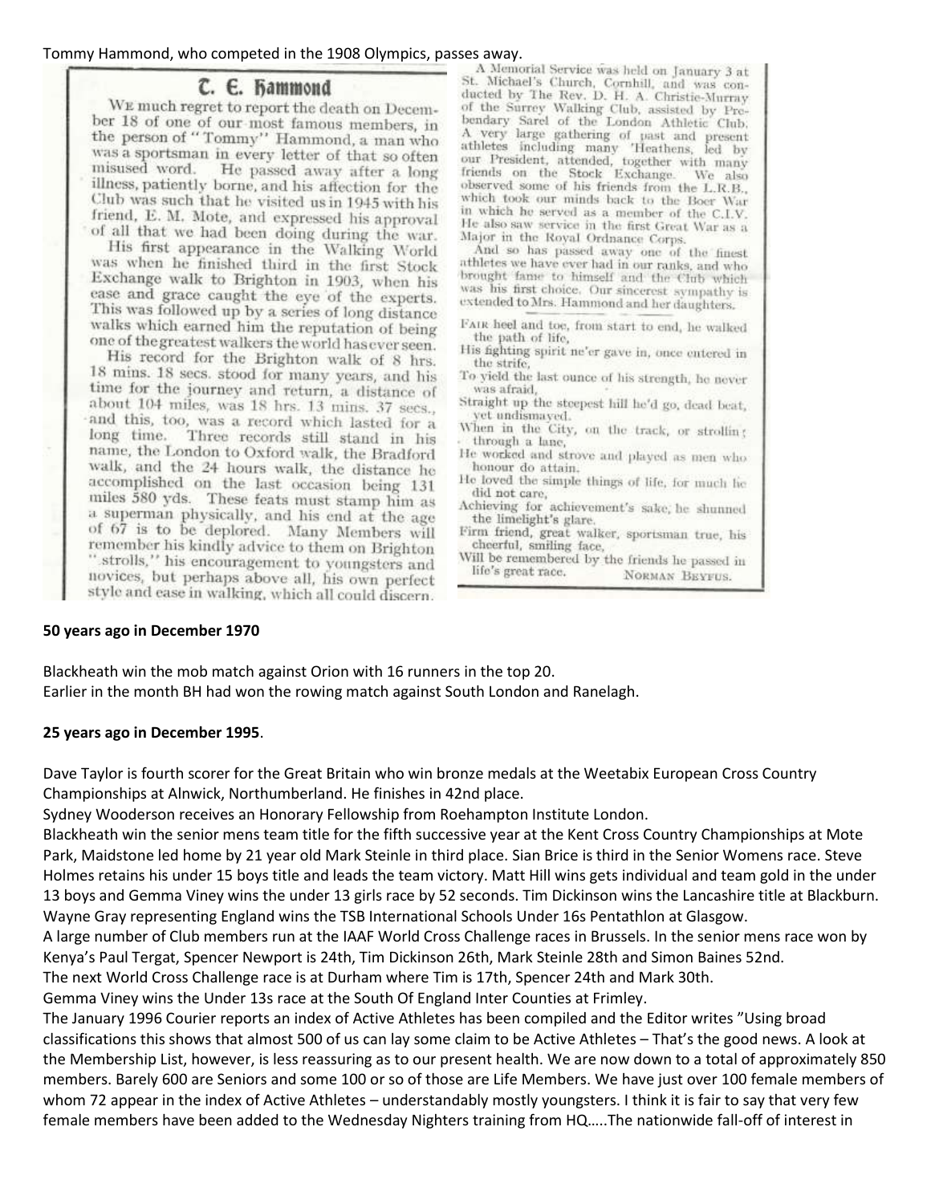Tommy Hammond, who competed in the 1908 Olympics, passes away.

## T. E. Hammond

We much regret to report the death on December 18 of one of our most famous members, in the person of "Tommy" Hammond, a man who was a sportsman in every letter of that so often misused word. He passed away after a long illness, patiently borne, and his affection for the Club was such that he visited us in 1945 with his friend, E. M. Mote, and expressed his approval of all that we had been doing during the war.

His first appearance in the Walking World was when he finished third in the first Stock Exchange walk to Brighton in 1903, when his ease and grace caught the eye of the experts. This was followed up by a series of long distance walks which earned him the reputation of being one of the greatest walkers the world has ever seen.

His record for the Brighton walk of 8 hrs. 18 mins. 18 secs. stood for many years, and his time for the journey and return, a distance of about 104 miles, was 18 hrs. 13 mins. 37 secs., and this, too, was a record which lasted for a long time. Three records still stand in his name, the London to Oxford walk, the Bradford walk, and the 24 hours walk, the distance he accomplished on the last occasion being 131 miles 580 yds. These feats must stamp him as a superman physically, and his end at the age of 67 is to be deplored. Many Members will remember his kindly advice to them on Brighton "strolls," his encouragement to youngsters and novices, but perhaps above all, his own perfect style and ease in walking, which all could discern.

A Memorial Service was held on January 3 at St. Michael's Church, Cornhill, and was conducted by The Rev. D. H. A. Christie-Murray of the Surrey Walking Club, assisted by Prebendary Sarel of the London Athletic Club. A very large gathering of past and present athletes including many 'Heathens, led by our President, attended, together with many friends on the Stock Exchange. We also observed some of his friends from the L.R.B., which took our minds back to the Boer War in which he served as a member of the C.I.V. He also saw service in the first Great War as a Major in the Royal Ordnance Corps.

And so has passed away one of the finest athletes we have ever had in our ranks, and who brought fame to himself and the Club which was his first choice. Our sincerest sympathy is extended to Mrs. Hammond and her daughters.

Fair heel and toe, from start to end, he walked the path of life,
His fighting spirit ne'er gave in, once entered in the strife,
To yield the last ounce of his strength, he never was afraid,
Straight up the steepest hill he'd go, dead beat, yet undismayed.
When in the City, on the track, or strolling through a lane,
He worked and strove and played as men who honour do attain.
He loved the simple things of life, for much he did not care,
Achieving for achievement's sake, he shunned the limelight's glare.
Firm friend, great walker, sportsman true, his cheerful, smiling face,
Will be remembered by the friends he passed in life's great race.

Norman Beyfus.

**50 years ago in December 1970**

Blackheath win the mob match against Orion with 16 runners in the top 20.
Earlier in the month BH had won the rowing match against South London and Ranelagh.

**25 years ago in December 1995**.

Dave Taylor is fourth scorer for the Great Britain who win bronze medals at the Weetabix European Cross Country Championships at Alnwick, Northumberland. He finishes in 42nd place.
Sydney Wooderson receives an Honorary Fellowship from Roehampton Institute London.
Blackheath win the senior mens team title for the fifth successive year at the Kent Cross Country Championships at Mote Park, Maidstone led home by 21 year old Mark Steinle in third place. Sian Brice is third in the Senior Womens race. Steve Holmes retains his under 15 boys title and leads the team victory. Matt Hill wins gets individual and team gold in the under 13 boys and Gemma Viney wins the under 13 girls race by 52 seconds. Tim Dickinson wins the Lancashire title at Blackburn.
Wayne Gray representing England wins the TSB International Schools Under 16s Pentathlon at Glasgow.
A large number of Club members run at the IAAF World Cross Challenge races in Brussels. In the senior mens race won by Kenya's Paul Tergat, Spencer Newport is 24th, Tim Dickinson 26th, Mark Steinle 28th and Simon Baines 52nd.
The next World Cross Challenge race is at Durham where Tim is 17th, Spencer 24th and Mark 30th.
Gemma Viney wins the Under 13s race at the South Of England Inter Counties at Frimley.
The January 1996 Courier reports an index of Active Athletes has been compiled and the Editor writes "Using broad classifications this shows that almost 500 of us can lay some claim to be Active Athletes – That's the good news. A look at the Membership List, however, is less reassuring as to our present health. We are now down to a total of approximately 850 members. Barely 600 are Seniors and some 100 or so of those are Life Members. We have just over 100 female members of whom 72 appear in the index of Active Athletes – understandably mostly youngsters. I think it is fair to say that very few female members have been added to the Wednesday Nighters training from HQ…..The nationwide fall-off of interest in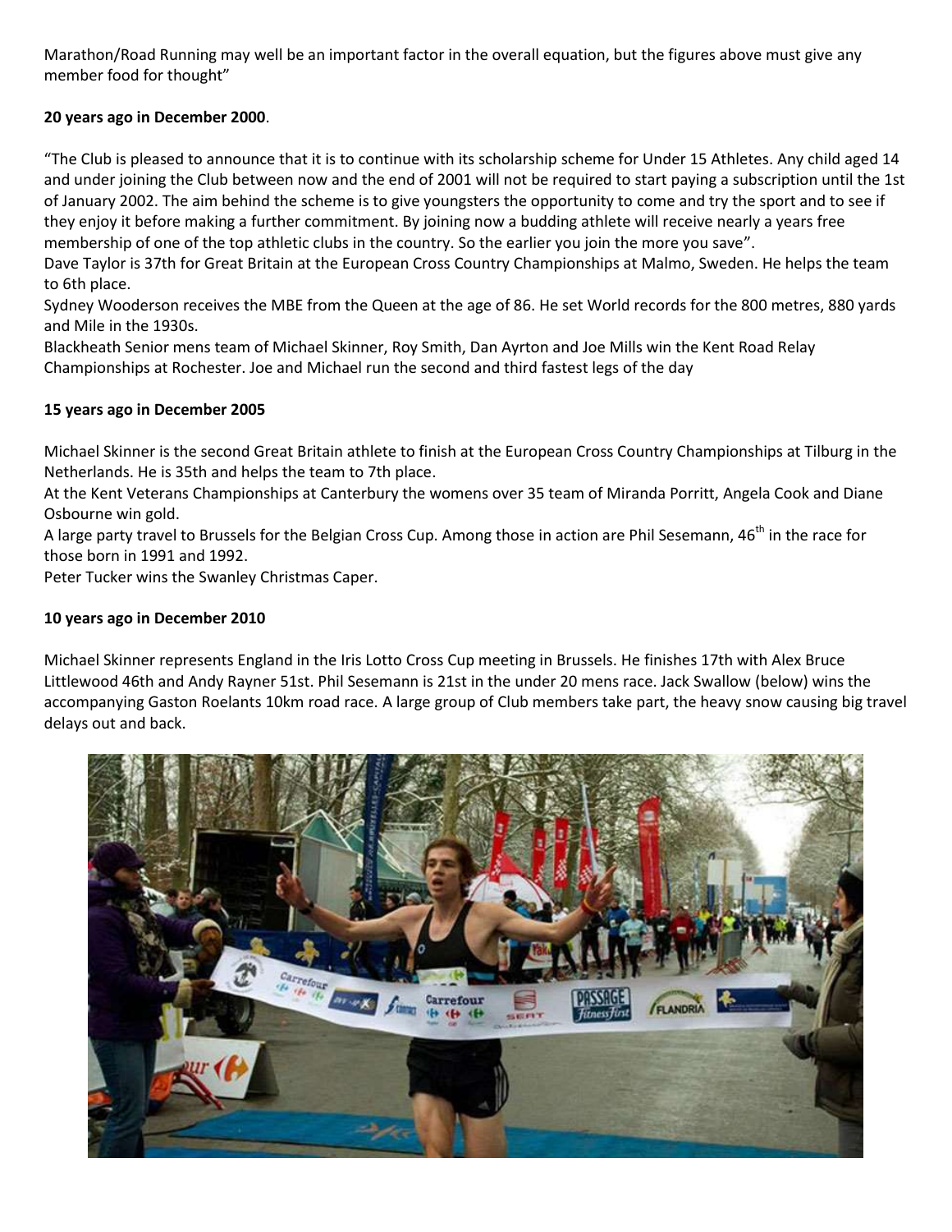Marathon/Road Running may well be an important factor in the overall equation, but the figures above must give any member food for thought"

**20 years ago in December 2000**.

"The Club is pleased to announce that it is to continue with its scholarship scheme for Under 15 Athletes. Any child aged 14 and under joining the Club between now and the end of 2001 will not be required to start paying a subscription until the 1st of January 2002. The aim behind the scheme is to give youngsters the opportunity to come and try the sport and to see if they enjoy it before making a further commitment. By joining now a budding athlete will receive nearly a years free membership of one of the top athletic clubs in the country. So the earlier you join the more you save".

Dave Taylor is 37th for Great Britain at the European Cross Country Championships at Malmo, Sweden. He helps the team to 6th place.

Sydney Wooderson receives the MBE from the Queen at the age of 86. He set World records for the 800 metres, 880 yards and Mile in the 1930s.

Blackheath Senior mens team of Michael Skinner, Roy Smith, Dan Ayrton and Joe Mills win the Kent Road Relay Championships at Rochester. Joe and Michael run the second and third fastest legs of the day

**15 years ago in December 2005**

Michael Skinner is the second Great Britain athlete to finish at the European Cross Country Championships at Tilburg in the Netherlands. He is 35th and helps the team to 7th place.

At the Kent Veterans Championships at Canterbury the womens over 35 team of Miranda Porritt, Angela Cook and Diane Osbourne win gold.

A large party travel to Brussels for the Belgian Cross Cup. Among those in action are Phil Sesemann, 46th in the race for those born in 1991 and 1992.

Peter Tucker wins the Swanley Christmas Caper.

**10 years ago in December 2010**

Michael Skinner represents England in the Iris Lotto Cross Cup meeting in Brussels. He finishes 17th with Alex Bruce Littlewood 46th and Andy Rayner 51st. Phil Sesemann is 21st in the under 20 mens race. Jack Swallow (below) wins the accompanying Gaston Roelants 10km road race. A large group of Club members take part, the heavy snow causing big travel delays out and back.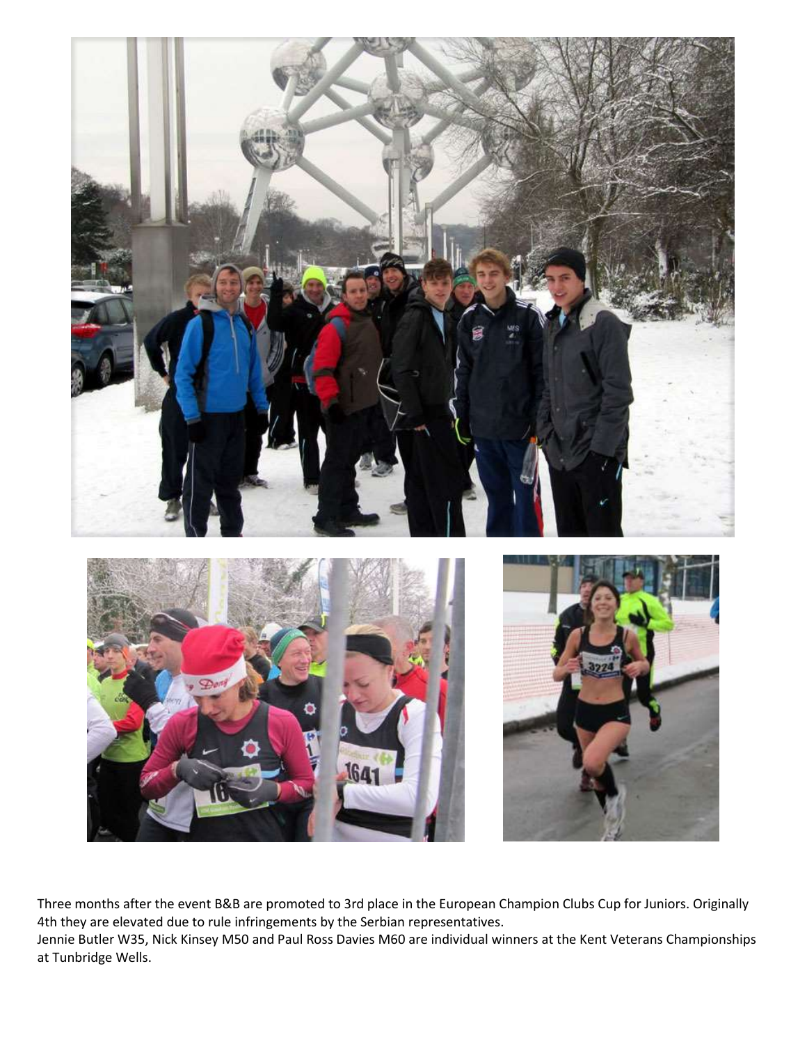Three months after the event B&B are promoted to 3rd place in the European Champion Clubs Cup for Juniors. Originally 4th they are elevated due to rule infringements by the Serbian representatives.

Jennie Butler W35, Nick Kinsey M50 and Paul Ross Davies M60 are individual winners at the Kent Veterans Championships at Tunbridge Wells.